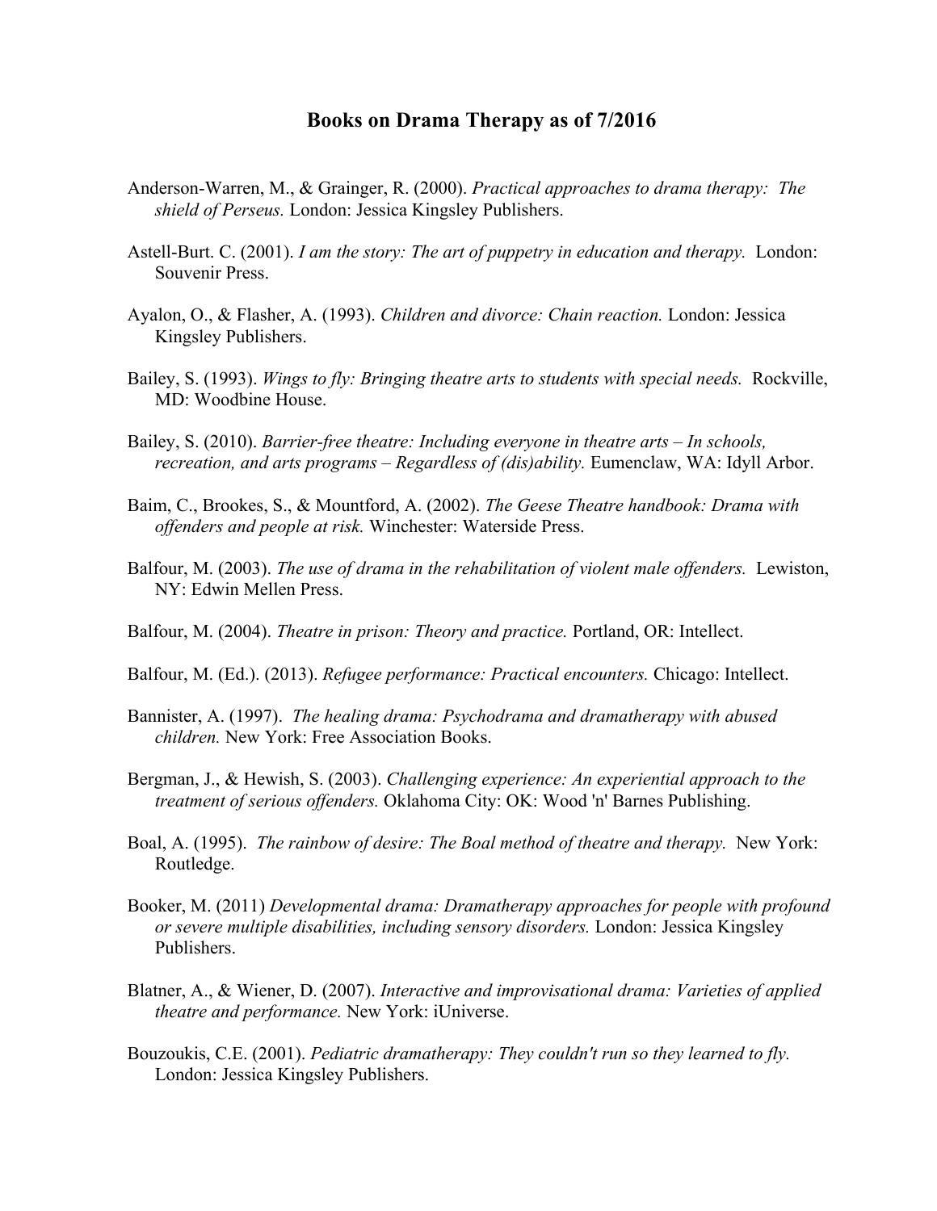# Books on Drama Therapy as of 7/2016

Anderson-Warren, M., & Grainger, R. (2000). *Practical approaches to drama therapy: The shield of Perseus.* London: Jessica Kingsley Publishers.

Astell-Burt. C. (2001). *I am the story: The art of puppetry in education and therapy.* London: Souvenir Press.

Ayalon, O., & Flasher, A. (1993). *Children and divorce: Chain reaction.* London: Jessica Kingsley Publishers.

Bailey, S. (1993). *Wings to fly: Bringing theatre arts to students with special needs.* Rockville, MD: Woodbine House.

Bailey, S. (2010). *Barrier-free theatre: Including everyone in theatre arts – In schools, recreation, and arts programs – Regardless of (dis)ability.* Eumenclaw, WA: Idyll Arbor.

Baim, C., Brookes, S., & Mountford, A. (2002). *The Geese Theatre handbook: Drama with offenders and people at risk.* Winchester: Waterside Press.

Balfour, M. (2003). *The use of drama in the rehabilitation of violent male offenders.* Lewiston, NY: Edwin Mellen Press.

Balfour, M. (2004). *Theatre in prison: Theory and practice.* Portland, OR: Intellect.

Balfour, M. (Ed.). (2013). *Refugee performance: Practical encounters.* Chicago: Intellect.

Bannister, A. (1997). *The healing drama: Psychodrama and dramatherapy with abused children.* New York: Free Association Books.

Bergman, J., & Hewish, S. (2003). *Challenging experience: An experiential approach to the treatment of serious offenders.* Oklahoma City: OK: Wood 'n' Barnes Publishing.

Boal, A. (1995). *The rainbow of desire: The Boal method of theatre and therapy.* New York: Routledge.

Booker, M. (2011) *Developmental drama: Dramatherapy approaches for people with profound or severe multiple disabilities, including sensory disorders.* London: Jessica Kingsley Publishers.

Blatner, A., & Wiener, D. (2007). *Interactive and improvisational drama: Varieties of applied theatre and performance.* New York: iUniverse.

Bouzoukis, C.E. (2001). *Pediatric dramatherapy: They couldn't run so they learned to fly.* London: Jessica Kingsley Publishers.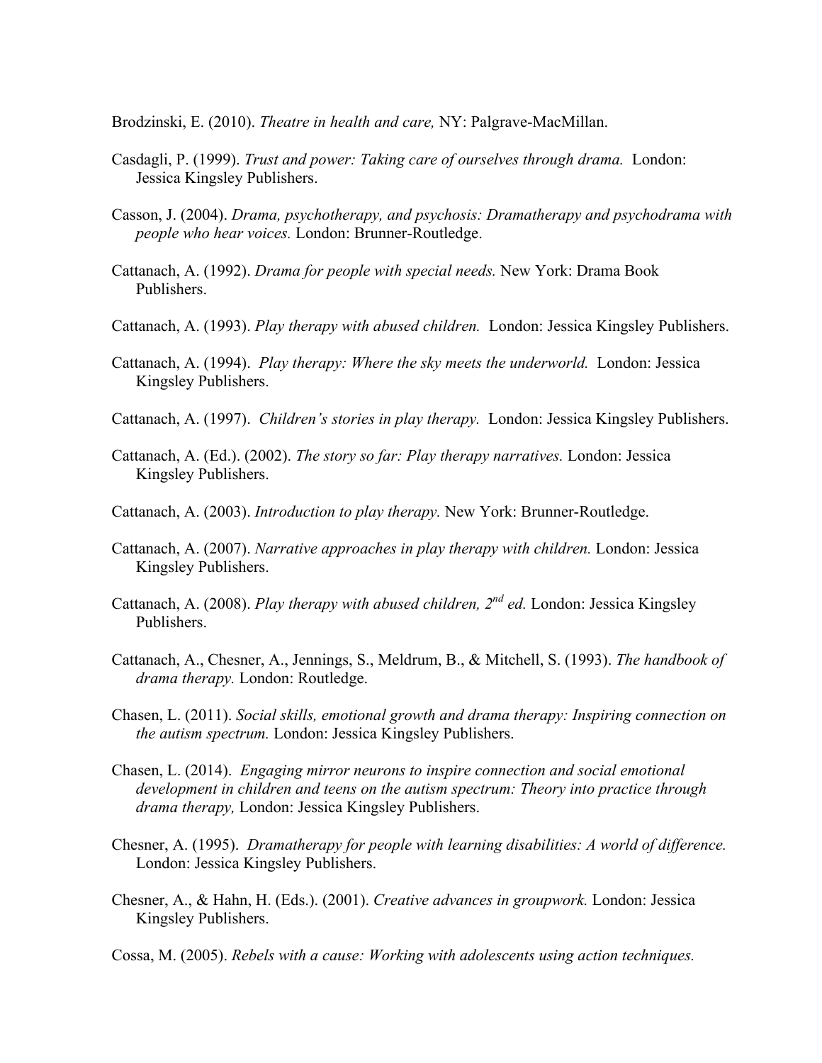Brodzinski, E. (2010). *Theatre in health and care,* NY: Palgrave-MacMillan.

Casdagli, P. (1999). *Trust and power: Taking care of ourselves through drama.* London: Jessica Kingsley Publishers.

Casson, J. (2004). *Drama, psychotherapy, and psychosis: Dramatherapy and psychodrama with people who hear voices.* London: Brunner-Routledge.

Cattanach, A. (1992). *Drama for people with special needs.* New York: Drama Book Publishers.

Cattanach, A. (1993). *Play therapy with abused children.* London: Jessica Kingsley Publishers.

Cattanach, A. (1994). *Play therapy: Where the sky meets the underworld.* London: Jessica Kingsley Publishers.

Cattanach, A. (1997). *Children's stories in play therapy.* London: Jessica Kingsley Publishers.

Cattanach, A. (Ed.). (2002). *The story so far: Play therapy narratives.* London: Jessica Kingsley Publishers.

Cattanach, A. (2003). *Introduction to play therapy.* New York: Brunner-Routledge.

Cattanach, A. (2007). *Narrative approaches in play therapy with children.* London: Jessica Kingsley Publishers.

Cattanach, A. (2008). *Play therapy with abused children, 2nd ed.* London: Jessica Kingsley Publishers.

Cattanach, A., Chesner, A., Jennings, S., Meldrum, B., & Mitchell, S. (1993). *The handbook of drama therapy.* London: Routledge.

Chasen, L. (2011). *Social skills, emotional growth and drama therapy: Inspiring connection on the autism spectrum.* London: Jessica Kingsley Publishers.

Chasen, L. (2014). *Engaging mirror neurons to inspire connection and social emotional development in children and teens on the autism spectrum: Theory into practice through drama therapy,* London: Jessica Kingsley Publishers.

Chesner, A. (1995). *Dramatherapy for people with learning disabilities: A world of difference.* London: Jessica Kingsley Publishers.

Chesner, A., & Hahn, H. (Eds.). (2001). *Creative advances in groupwork.* London: Jessica Kingsley Publishers.

Cossa, M. (2005). *Rebels with a cause: Working with adolescents using action techniques.*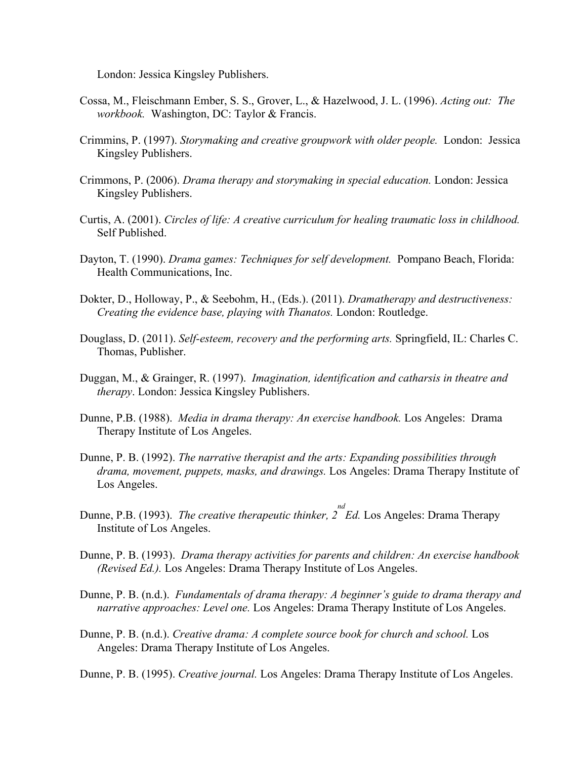London: Jessica Kingsley Publishers.

Cossa, M., Fleischmann Ember, S. S., Grover, L., & Hazelwood, J. L. (1996). *Acting out: The workbook.* Washington, DC: Taylor & Francis.

Crimmins, P. (1997). *Storymaking and creative groupwork with older people.* London: Jessica Kingsley Publishers.

Crimmons, P. (2006). *Drama therapy and storymaking in special education.* London: Jessica Kingsley Publishers.

Curtis, A. (2001). *Circles of life: A creative curriculum for healing traumatic loss in childhood.* Self Published.

Dayton, T. (1990). *Drama games: Techniques for self development.* Pompano Beach, Florida: Health Communications, Inc.

Dokter, D., Holloway, P., & Seebohm, H., (Eds.). (2011). *Dramatherapy and destructiveness: Creating the evidence base, playing with Thanatos.* London: Routledge.

Douglass, D. (2011). *Self-esteem, recovery and the performing arts.* Springfield, IL: Charles C. Thomas, Publisher.

Duggan, M., & Grainger, R. (1997). *Imagination, identification and catharsis in theatre and therapy*. London: Jessica Kingsley Publishers.

Dunne, P.B. (1988). *Media in drama therapy: An exercise handbook.* Los Angeles: Drama Therapy Institute of Los Angeles.

Dunne, P. B. (1992). *The narrative therapist and the arts: Expanding possibilities through drama, movement, puppets, masks, and drawings.* Los Angeles: Drama Therapy Institute of Los Angeles.

Dunne, P.B. (1993). *The creative therapeutic thinker, 2nd Ed.* Los Angeles: Drama Therapy Institute of Los Angeles.

Dunne, P. B. (1993). *Drama therapy activities for parents and children: An exercise handbook (Revised Ed.).* Los Angeles: Drama Therapy Institute of Los Angeles.

Dunne, P. B. (n.d.). *Fundamentals of drama therapy: A beginner's guide to drama therapy and narrative approaches: Level one.* Los Angeles: Drama Therapy Institute of Los Angeles.

Dunne, P. B. (n.d.). *Creative drama: A complete source book for church and school.* Los Angeles: Drama Therapy Institute of Los Angeles.

Dunne, P. B. (1995). *Creative journal.* Los Angeles: Drama Therapy Institute of Los Angeles.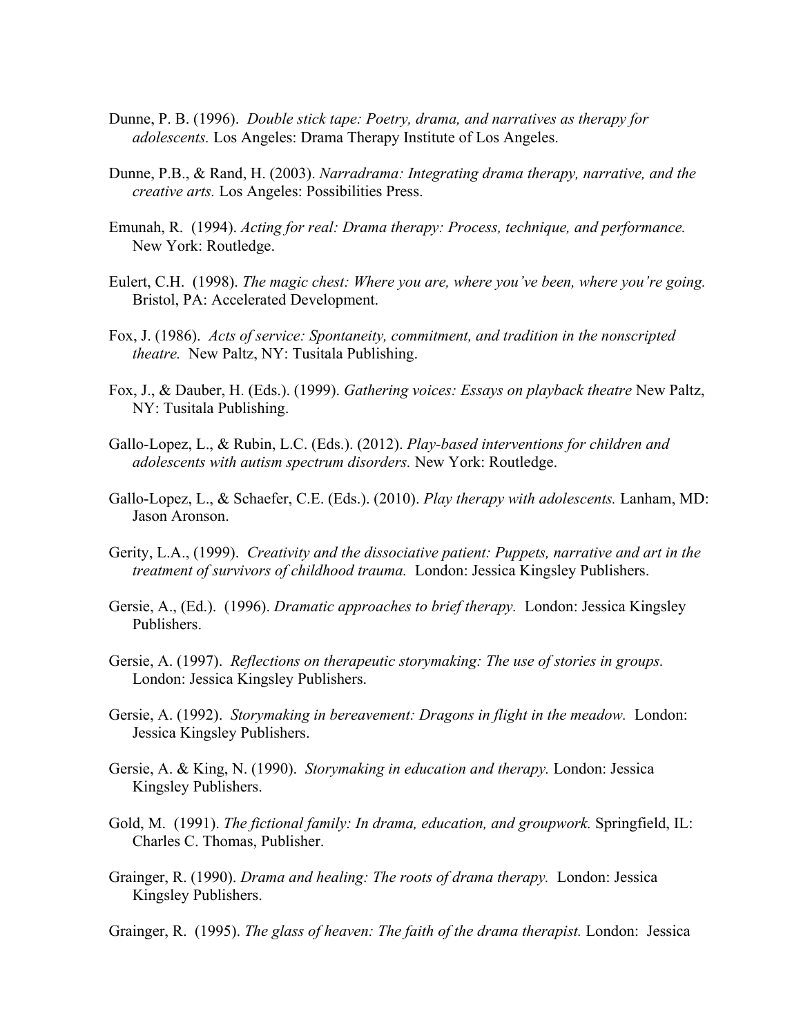Dunne, P. B. (1996). *Double stick tape: Poetry, drama, and narratives as therapy for adolescents.* Los Angeles: Drama Therapy Institute of Los Angeles.

Dunne, P.B., & Rand, H. (2003). *Narradrama: Integrating drama therapy, narrative, and the creative arts.* Los Angeles: Possibilities Press.

Emunah, R. (1994). *Acting for real: Drama therapy: Process, technique, and performance.* New York: Routledge.

Eulert, C.H. (1998). *The magic chest: Where you are, where you've been, where you're going.* Bristol, PA: Accelerated Development.

Fox, J. (1986). *Acts of service: Spontaneity, commitment, and tradition in the nonscripted theatre.* New Paltz, NY: Tusitala Publishing.

Fox, J., & Dauber, H. (Eds.). (1999). *Gathering voices: Essays on playback theatre* New Paltz, NY: Tusitala Publishing.

Gallo-Lopez, L., & Rubin, L.C. (Eds.). (2012). *Play-based interventions for children and adolescents with autism spectrum disorders.* New York: Routledge.

Gallo-Lopez, L., & Schaefer, C.E. (Eds.). (2010). *Play therapy with adolescents.* Lanham, MD: Jason Aronson.

Gerity, L.A., (1999). *Creativity and the dissociative patient: Puppets, narrative and art in the treatment of survivors of childhood trauma.* London: Jessica Kingsley Publishers.

Gersie, A., (Ed.). (1996). *Dramatic approaches to brief therapy.* London: Jessica Kingsley Publishers.

Gersie, A. (1997). *Reflections on therapeutic storymaking: The use of stories in groups.* London: Jessica Kingsley Publishers.

Gersie, A. (1992). *Storymaking in bereavement: Dragons in flight in the meadow.* London: Jessica Kingsley Publishers.

Gersie, A. & King, N. (1990). *Storymaking in education and therapy.* London: Jessica Kingsley Publishers.

Gold, M. (1991). *The fictional family: In drama, education, and groupwork.* Springfield, IL: Charles C. Thomas, Publisher.

Grainger, R. (1990). *Drama and healing: The roots of drama therapy.* London: Jessica Kingsley Publishers.

Grainger, R. (1995). *The glass of heaven: The faith of the drama therapist.* London: Jessica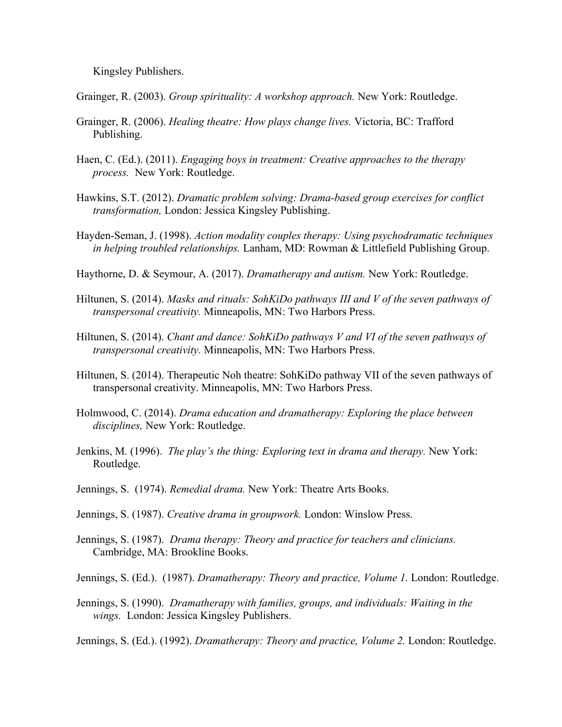Kingsley Publishers.

Grainger, R. (2003). *Group spirituality: A workshop approach.* New York: Routledge.

Grainger, R. (2006). *Healing theatre: How plays change lives.* Victoria, BC: Trafford Publishing.

Haen, C. (Ed.). (2011). *Engaging boys in treatment: Creative approaches to the therapy process.* New York: Routledge.

Hawkins, S.T. (2012). *Dramatic problem solving: Drama-based group exercises for conflict transformation,* London: Jessica Kingsley Publishing.

Hayden-Seman, J. (1998). *Action modality couples therapy: Using psychodramatic techniques in helping troubled relationships.* Lanham, MD: Rowman & Littlefield Publishing Group.

Haythorne, D. & Seymour, A. (2017). *Dramatherapy and autism.* New York: Routledge.

Hiltunen, S. (2014). *Masks and rituals: SohKiDo pathways III and V of the seven pathways of transpersonal creativity.* Minneapolis, MN: Two Harbors Press.

Hiltunen, S. (2014). *Chant and dance: SohKiDo pathways V and VI of the seven pathways of transpersonal creativity.* Minneapolis, MN: Two Harbors Press.

Hiltunen, S. (2014). Therapeutic Noh theatre: SohKiDo pathway VII of the seven pathways of transpersonal creativity. Minneapolis, MN: Two Harbors Press.

Holmwood, C. (2014). *Drama education and dramatherapy: Exploring the place between disciplines,* New York: Routledge.

Jenkins, M. (1996). *The play's the thing: Exploring text in drama and therapy.* New York: Routledge.

Jennings, S. (1974). *Remedial drama.* New York: Theatre Arts Books.

Jennings, S. (1987). *Creative drama in groupwork.* London: Winslow Press.

Jennings, S. (1987). *Drama therapy: Theory and practice for teachers and clinicians.* Cambridge, MA: Brookline Books.

Jennings, S. (Ed.). (1987). *Dramatherapy: Theory and practice, Volume 1.* London: Routledge.

Jennings, S. (1990). *Dramatherapy with families, groups, and individuals: Waiting in the wings.* London: Jessica Kingsley Publishers.

Jennings, S. (Ed.). (1992). *Dramatherapy: Theory and practice, Volume 2.* London: Routledge.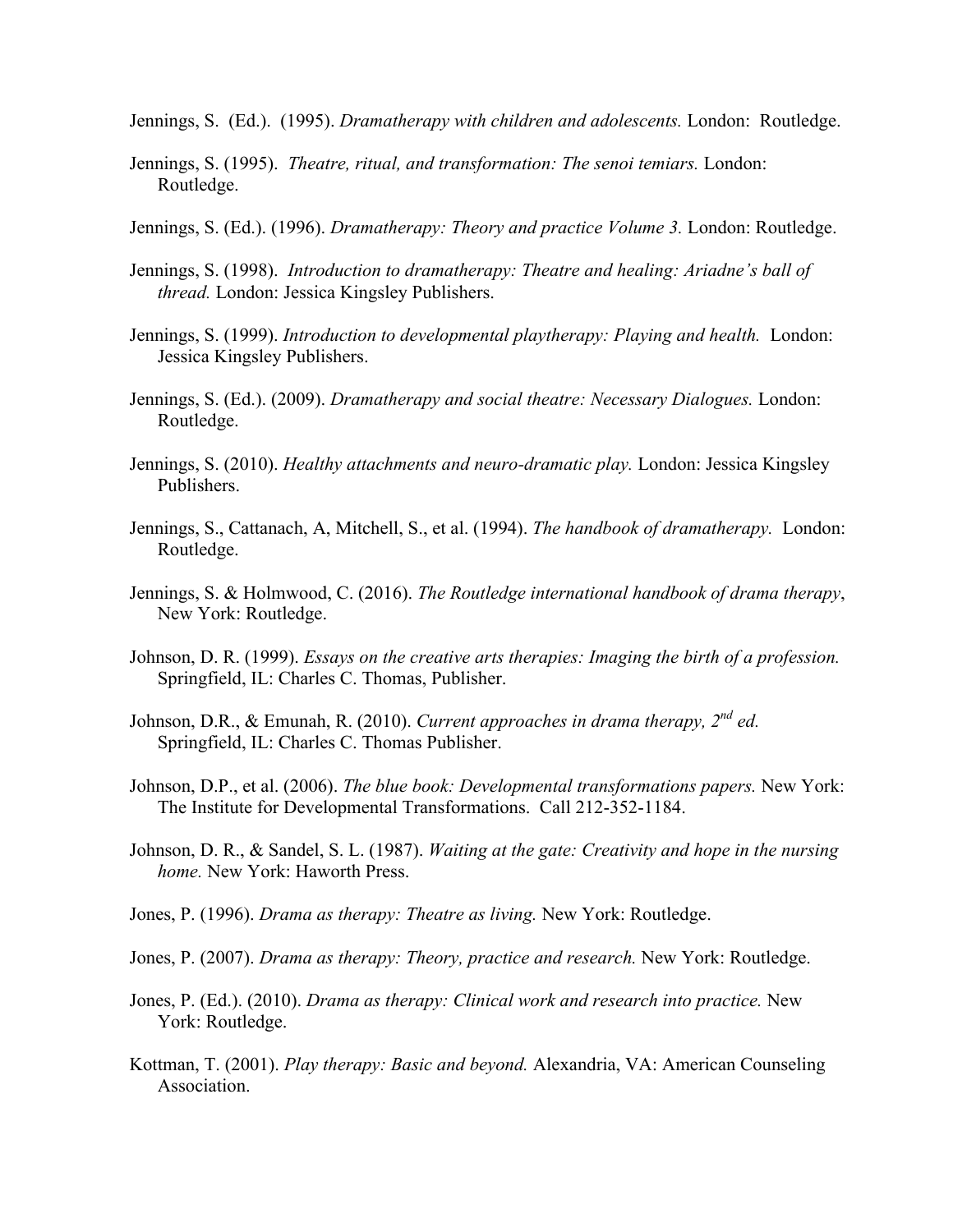Jennings, S. (Ed.). (1995). *Dramatherapy with children and adolescents.* London: Routledge.

Jennings, S. (1995). *Theatre, ritual, and transformation: The senoi temiars.* London: Routledge.

Jennings, S. (Ed.). (1996). *Dramatherapy: Theory and practice Volume 3.* London: Routledge.

Jennings, S. (1998). *Introduction to dramatherapy: Theatre and healing: Ariadne's ball of thread.* London: Jessica Kingsley Publishers.

Jennings, S. (1999). *Introduction to developmental playtherapy: Playing and health.* London: Jessica Kingsley Publishers.

Jennings, S. (Ed.). (2009). *Dramatherapy and social theatre: Necessary Dialogues.* London: Routledge.

Jennings, S. (2010). *Healthy attachments and neuro-dramatic play.* London: Jessica Kingsley Publishers.

Jennings, S., Cattanach, A, Mitchell, S., et al. (1994). *The handbook of dramatherapy.* London: Routledge.

Jennings, S. & Holmwood, C. (2016). *The Routledge international handbook of drama therapy*, New York: Routledge.

Johnson, D. R. (1999). *Essays on the creative arts therapies: Imaging the birth of a profession.* Springfield, IL: Charles C. Thomas, Publisher.

Johnson, D.R., & Emunah, R. (2010). *Current approaches in drama therapy, 2nd ed.* Springfield, IL: Charles C. Thomas Publisher.

Johnson, D.P., et al. (2006). *The blue book: Developmental transformations papers.* New York: The Institute for Developmental Transformations. Call 212-352-1184.

Johnson, D. R., & Sandel, S. L. (1987). *Waiting at the gate: Creativity and hope in the nursing home.* New York: Haworth Press.

Jones, P. (1996). *Drama as therapy: Theatre as living.* New York: Routledge.

Jones, P. (2007). *Drama as therapy: Theory, practice and research.* New York: Routledge.

Jones, P. (Ed.). (2010). *Drama as therapy: Clinical work and research into practice.* New York: Routledge.

Kottman, T. (2001). *Play therapy: Basic and beyond.* Alexandria, VA: American Counseling Association.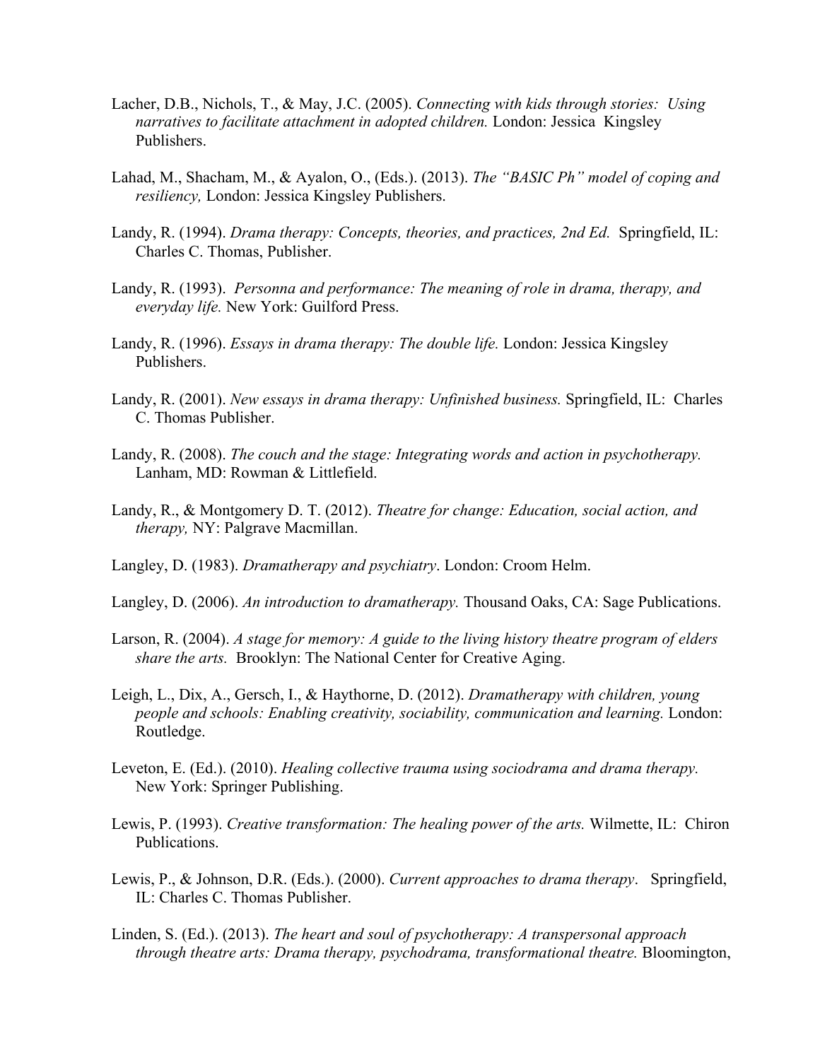Lacher, D.B., Nichols, T., & May, J.C. (2005). *Connecting with kids through stories: Using narratives to facilitate attachment in adopted children.* London: Jessica Kingsley Publishers.

Lahad, M., Shacham, M., & Ayalon, O., (Eds.). (2013). *The "BASIC Ph" model of coping and resiliency,* London: Jessica Kingsley Publishers.

Landy, R. (1994). *Drama therapy: Concepts, theories, and practices, 2nd Ed.* Springfield, IL: Charles C. Thomas, Publisher.

Landy, R. (1993). *Personna and performance: The meaning of role in drama, therapy, and everyday life.* New York: Guilford Press.

Landy, R. (1996). *Essays in drama therapy: The double life.* London: Jessica Kingsley Publishers.

Landy, R. (2001). *New essays in drama therapy: Unfinished business.* Springfield, IL: Charles C. Thomas Publisher.

Landy, R. (2008). *The couch and the stage: Integrating words and action in psychotherapy.* Lanham, MD: Rowman & Littlefield.

Landy, R., & Montgomery D. T. (2012). *Theatre for change: Education, social action, and therapy,* NY: Palgrave Macmillan.

Langley, D. (1983). *Dramatherapy and psychiatry*. London: Croom Helm.

Langley, D. (2006). *An introduction to dramatherapy.* Thousand Oaks, CA: Sage Publications.

Larson, R. (2004). *A stage for memory: A guide to the living history theatre program of elders share the arts.* Brooklyn: The National Center for Creative Aging.

Leigh, L., Dix, A., Gersch, I., & Haythorne, D. (2012). *Dramatherapy with children, young people and schools: Enabling creativity, sociability, communication and learning.* London: Routledge.

Leveton, E. (Ed.). (2010). *Healing collective trauma using sociodrama and drama therapy.* New York: Springer Publishing.

Lewis, P. (1993). *Creative transformation: The healing power of the arts.* Wilmette, IL: Chiron Publications.

Lewis, P., & Johnson, D.R. (Eds.). (2000). *Current approaches to drama therapy*. Springfield, IL: Charles C. Thomas Publisher.

Linden, S. (Ed.). (2013). *The heart and soul of psychotherapy: A transpersonal approach through theatre arts: Drama therapy, psychodrama, transformational theatre.* Bloomington,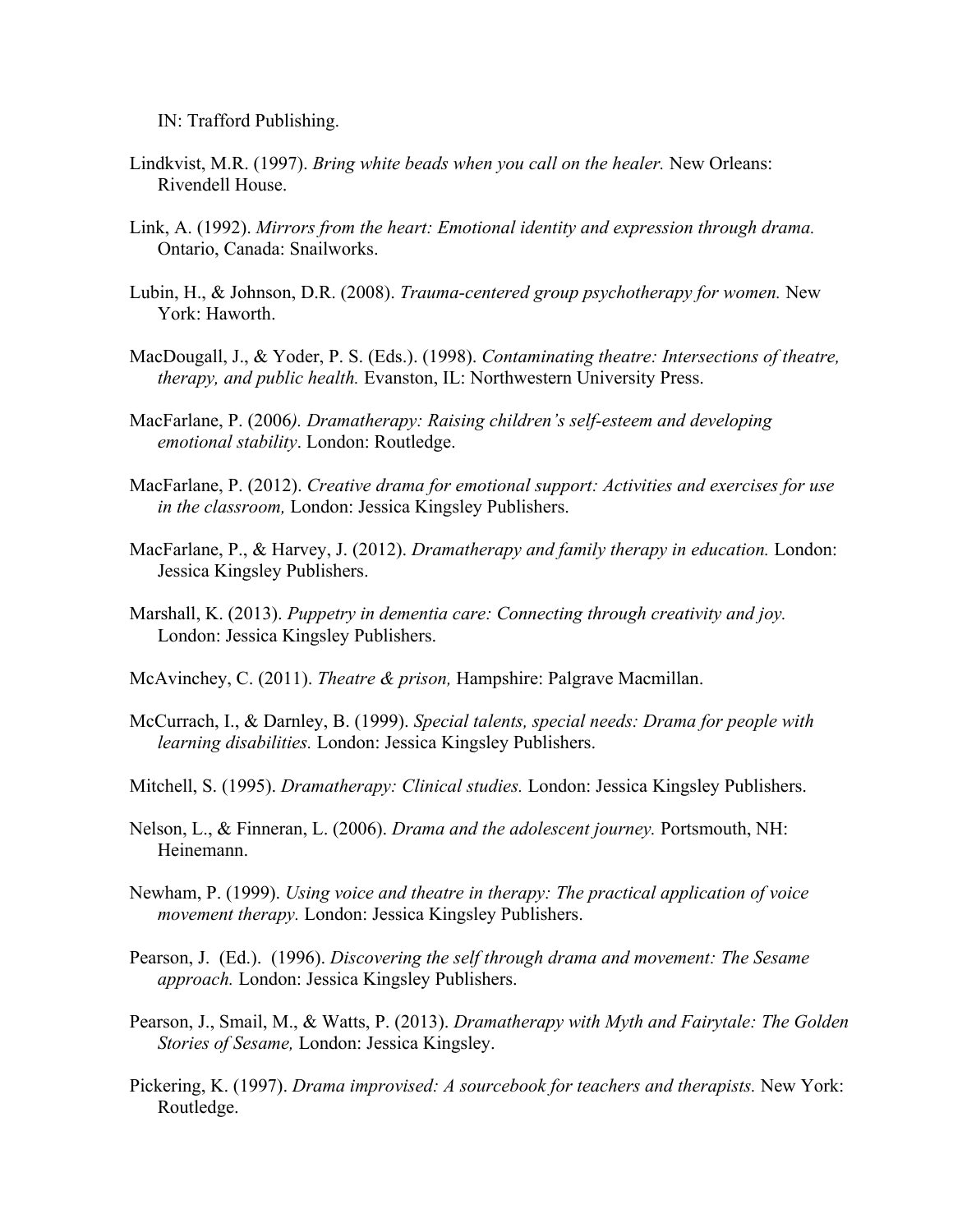IN: Trafford Publishing.

Lindkvist, M.R. (1997). *Bring white beads when you call on the healer.* New Orleans: Rivendell House.

Link, A. (1992). *Mirrors from the heart: Emotional identity and expression through drama.* Ontario, Canada: Snailworks.

Lubin, H., & Johnson, D.R. (2008). *Trauma-centered group psychotherapy for women.* New York: Haworth.

MacDougall, J., & Yoder, P. S. (Eds.). (1998). *Contaminating theatre: Intersections of theatre, therapy, and public health.* Evanston, IL: Northwestern University Press.

MacFarlane, P. (2006*). Dramatherapy: Raising children's self-esteem and developing emotional stability*. London: Routledge.

MacFarlane, P. (2012). *Creative drama for emotional support: Activities and exercises for use in the classroom,* London: Jessica Kingsley Publishers.

MacFarlane, P., & Harvey, J. (2012). *Dramatherapy and family therapy in education.* London: Jessica Kingsley Publishers.

Marshall, K. (2013). *Puppetry in dementia care: Connecting through creativity and joy.* London: Jessica Kingsley Publishers.

McAvinchey, C. (2011). *Theatre & prison,* Hampshire: Palgrave Macmillan.

McCurrach, I., & Darnley, B. (1999). *Special talents, special needs: Drama for people with learning disabilities.* London: Jessica Kingsley Publishers.

Mitchell, S. (1995). *Dramatherapy: Clinical studies.* London: Jessica Kingsley Publishers.

Nelson, L., & Finneran, L. (2006). *Drama and the adolescent journey.* Portsmouth, NH: Heinemann.

Newham, P. (1999). *Using voice and theatre in therapy: The practical application of voice movement therapy.* London: Jessica Kingsley Publishers.

Pearson, J. (Ed.). (1996). *Discovering the self through drama and movement: The Sesame approach.* London: Jessica Kingsley Publishers.

Pearson, J., Smail, M., & Watts, P. (2013). *Dramatherapy with Myth and Fairytale: The Golden Stories of Sesame,* London: Jessica Kingsley.

Pickering, K. (1997). *Drama improvised: A sourcebook for teachers and therapists.* New York: Routledge.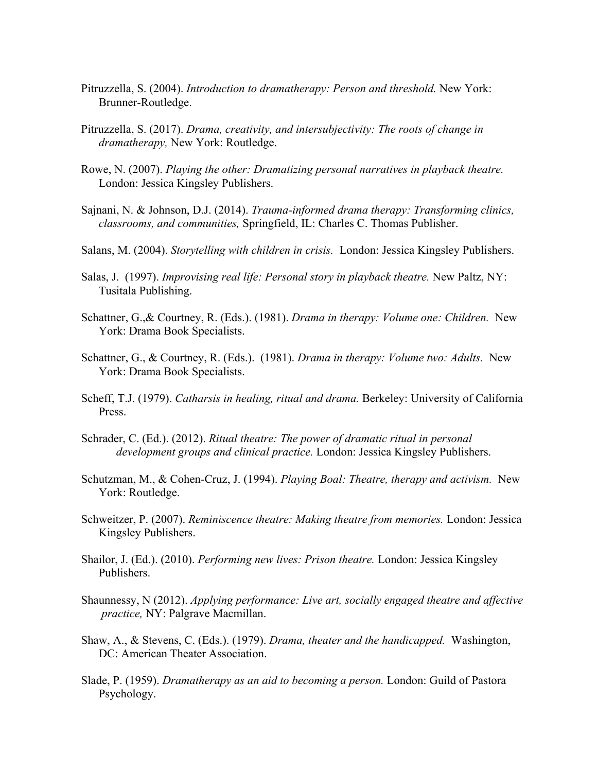Pitruzzella, S. (2004). *Introduction to dramatherapy: Person and threshold.* New York: Brunner-Routledge.

Pitruzzella, S. (2017). *Drama, creativity, and intersubjectivity: The roots of change in dramatherapy,* New York: Routledge.

Rowe, N. (2007). *Playing the other: Dramatizing personal narratives in playback theatre.* London: Jessica Kingsley Publishers.

Sajnani, N. & Johnson, D.J. (2014). *Trauma-informed drama therapy: Transforming clinics, classrooms, and communities,* Springfield, IL: Charles C. Thomas Publisher.

Salans, M. (2004). *Storytelling with children in crisis.* London: Jessica Kingsley Publishers.

Salas, J. (1997). *Improvising real life: Personal story in playback theatre.* New Paltz, NY: Tusitala Publishing.

Schattner, G.,& Courtney, R. (Eds.). (1981). *Drama in therapy: Volume one: Children.* New York: Drama Book Specialists.

Schattner, G., & Courtney, R. (Eds.). (1981). *Drama in therapy: Volume two: Adults.* New York: Drama Book Specialists.

Scheff, T.J. (1979). *Catharsis in healing, ritual and drama.* Berkeley: University of California Press.

Schrader, C. (Ed.). (2012). *Ritual theatre: The power of dramatic ritual in personal development groups and clinical practice.* London: Jessica Kingsley Publishers.

Schutzman, M., & Cohen-Cruz, J. (1994). *Playing Boal: Theatre, therapy and activism.* New York: Routledge.

Schweitzer, P. (2007). *Reminiscence theatre: Making theatre from memories.* London: Jessica Kingsley Publishers.

Shailor, J. (Ed.). (2010). *Performing new lives: Prison theatre.* London: Jessica Kingsley Publishers.

Shaunnessy, N (2012). *Applying performance: Live art, socially engaged theatre and affective practice,* NY: Palgrave Macmillan.

Shaw, A., & Stevens, C. (Eds.). (1979). *Drama, theater and the handicapped.* Washington, DC: American Theater Association.

Slade, P. (1959). *Dramatherapy as an aid to becoming a person.* London: Guild of Pastora Psychology.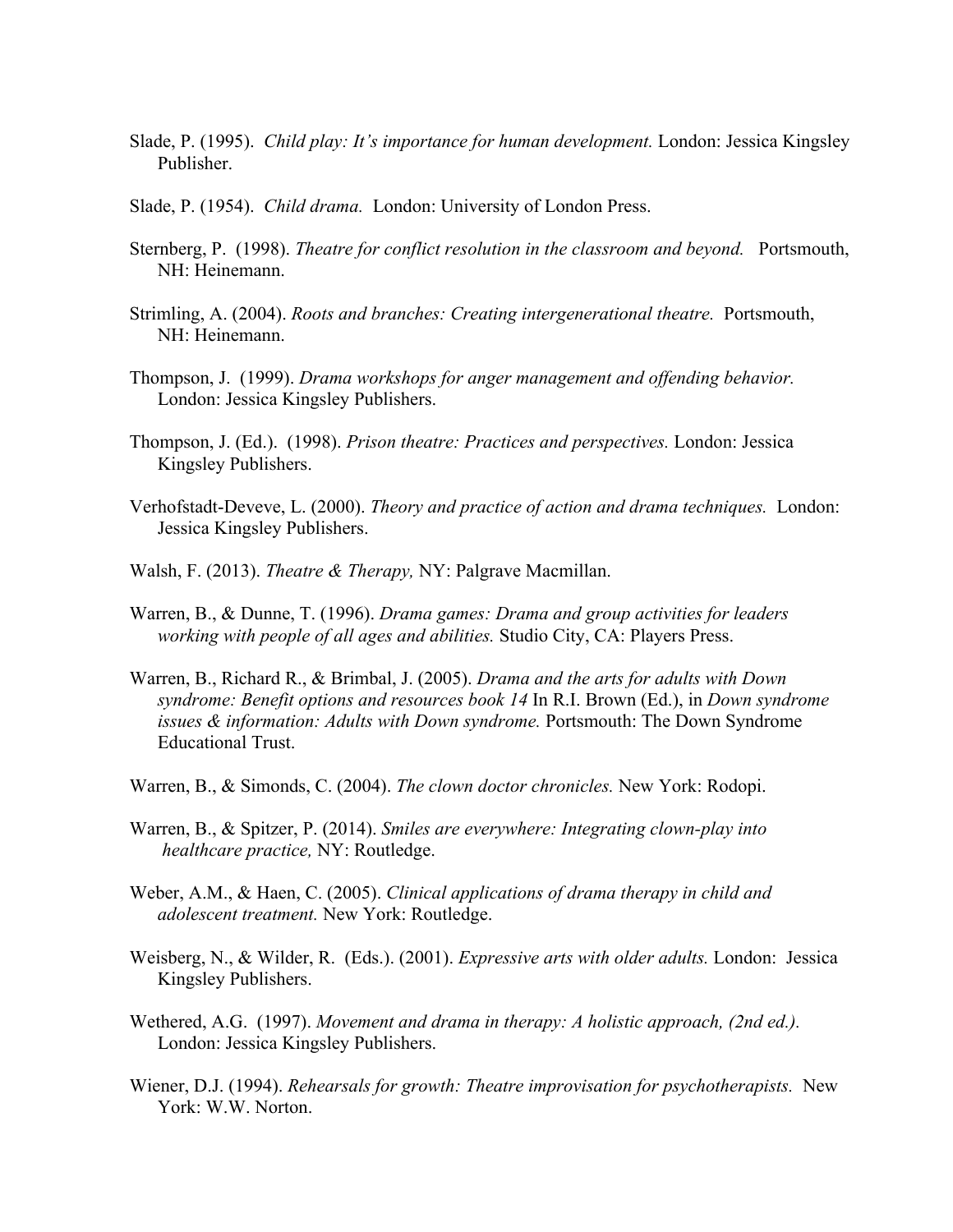Slade, P. (1995). *Child play: It's importance for human development.* London: Jessica Kingsley Publisher.

Slade, P. (1954). *Child drama.* London: University of London Press.

Sternberg, P. (1998). *Theatre for conflict resolution in the classroom and beyond.* Portsmouth, NH: Heinemann.

Strimling, A. (2004). *Roots and branches: Creating intergenerational theatre.* Portsmouth, NH: Heinemann.

Thompson, J. (1999). *Drama workshops for anger management and offending behavior.* London: Jessica Kingsley Publishers.

Thompson, J. (Ed.). (1998). *Prison theatre: Practices and perspectives.* London: Jessica Kingsley Publishers.

Verhofstadt-Deveve, L. (2000). *Theory and practice of action and drama techniques.* London: Jessica Kingsley Publishers.

Walsh, F. (2013). *Theatre & Therapy,* NY: Palgrave Macmillan.

Warren, B., & Dunne, T. (1996). *Drama games: Drama and group activities for leaders working with people of all ages and abilities.* Studio City, CA: Players Press.

Warren, B., Richard R., & Brimbal, J. (2005). *Drama and the arts for adults with Down syndrome: Benefit options and resources book 14* In R.I. Brown (Ed.), in *Down syndrome issues & information: Adults with Down syndrome.* Portsmouth: The Down Syndrome Educational Trust.

Warren, B., & Simonds, C. (2004). *The clown doctor chronicles.* New York: Rodopi.

Warren, B., & Spitzer, P. (2014). *Smiles are everywhere: Integrating clown-play into healthcare practice,* NY: Routledge.

Weber, A.M., & Haen, C. (2005). *Clinical applications of drama therapy in child and adolescent treatment.* New York: Routledge.

Weisberg, N., & Wilder, R. (Eds.). (2001). *Expressive arts with older adults.* London: Jessica Kingsley Publishers.

Wethered, A.G. (1997). *Movement and drama in therapy: A holistic approach, (2nd ed.).* London: Jessica Kingsley Publishers.

Wiener, D.J. (1994). *Rehearsals for growth: Theatre improvisation for psychotherapists.* New York: W.W. Norton.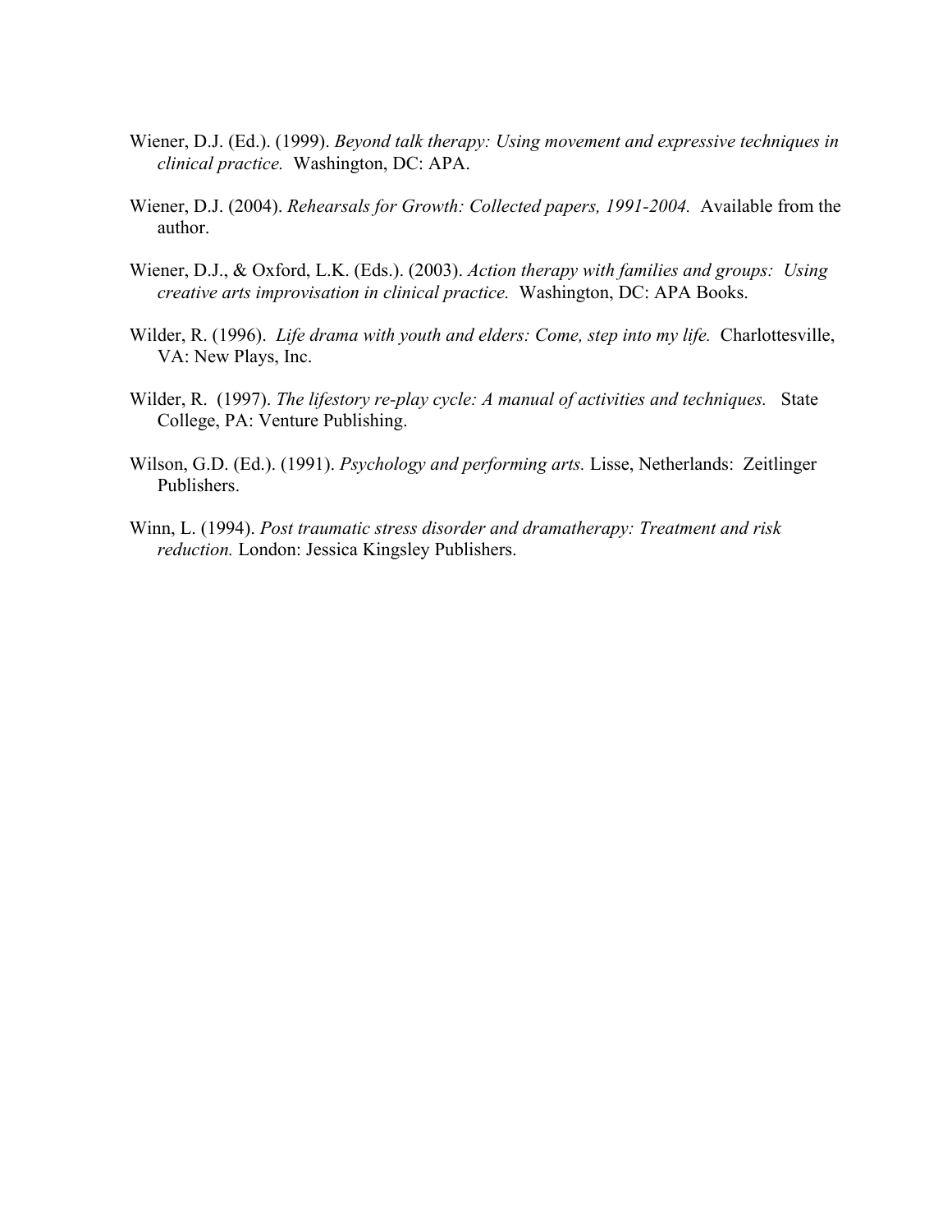Wiener, D.J. (Ed.). (1999). *Beyond talk therapy: Using movement and expressive techniques in clinical practice.* Washington, DC: APA.

Wiener, D.J. (2004). *Rehearsals for Growth: Collected papers, 1991-2004.* Available from the author.

Wiener, D.J., & Oxford, L.K. (Eds.). (2003). *Action therapy with families and groups: Using creative arts improvisation in clinical practice.* Washington, DC: APA Books.

Wilder, R. (1996). *Life drama with youth and elders: Come, step into my life.* Charlottesville, VA: New Plays, Inc.

Wilder, R. (1997). *The lifestory re-play cycle: A manual of activities and techniques.* State College, PA: Venture Publishing.

Wilson, G.D. (Ed.). (1991). *Psychology and performing arts.* Lisse, Netherlands: Zeitlinger Publishers.

Winn, L. (1994). *Post traumatic stress disorder and dramatherapy: Treatment and risk reduction.* London: Jessica Kingsley Publishers.